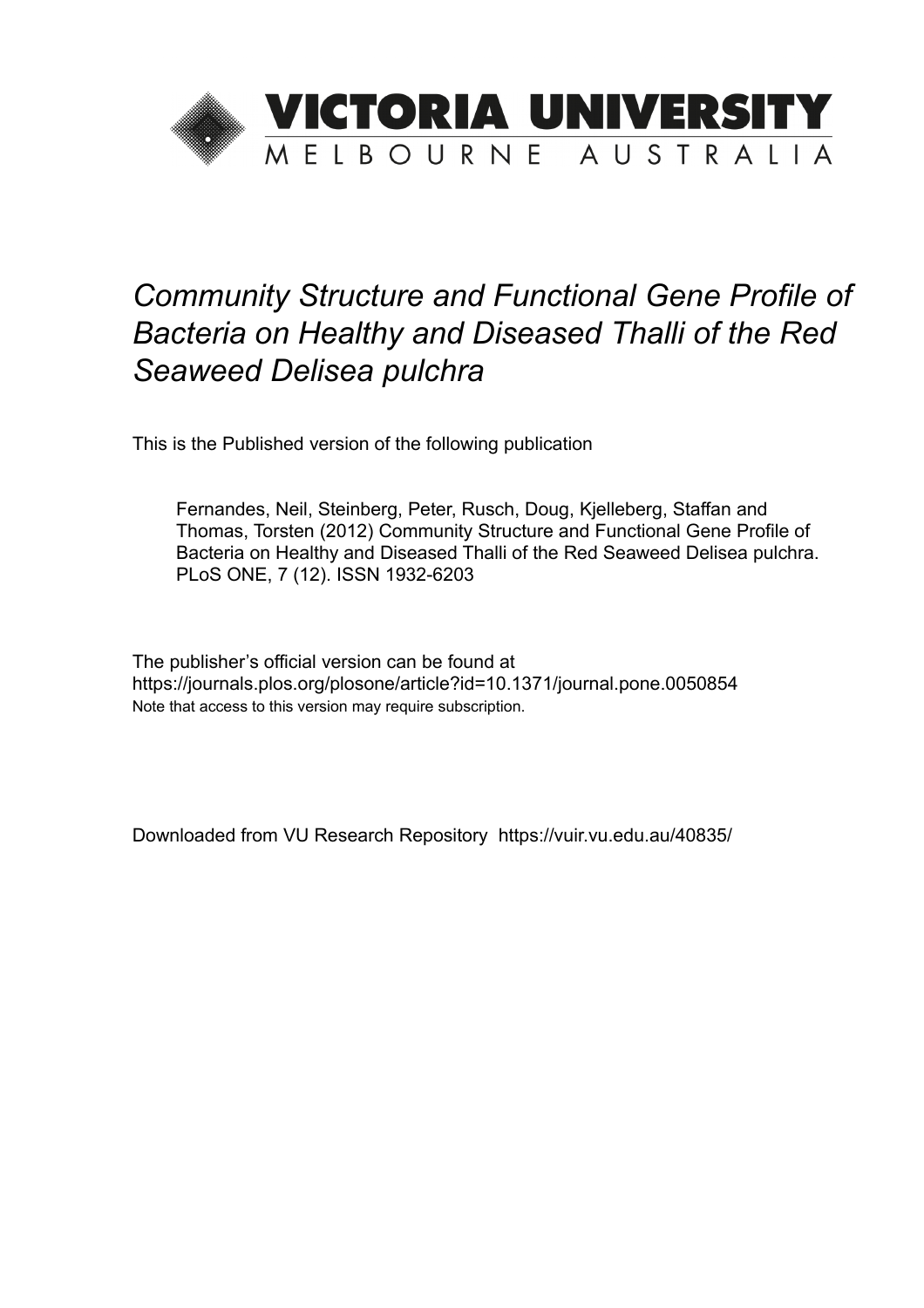VICTORIA UNIVERSITY
MELBOURNE AUSTRALIA

# *Community Structure and Functional Gene Profile of Bacteria on Healthy and Diseased Thalli of the Red Seaweed Delisea pulchra*

This is the Published version of the following publication

Fernandes, Neil, Steinberg, Peter, Rusch, Doug, Kjelleberg, Staffan and Thomas, Torsten (2012) Community Structure and Functional Gene Profile of Bacteria on Healthy and Diseased Thalli of the Red Seaweed Delisea pulchra. PLoS ONE, 7 (12). ISSN 1932-6203

The publisher's official version can be found at
https://journals.plos.org/plosone/article?id=10.1371/journal.pone.0050854
Note that access to this version may require subscription.

Downloaded from VU Research Repository https://vuir.vu.edu.au/40835/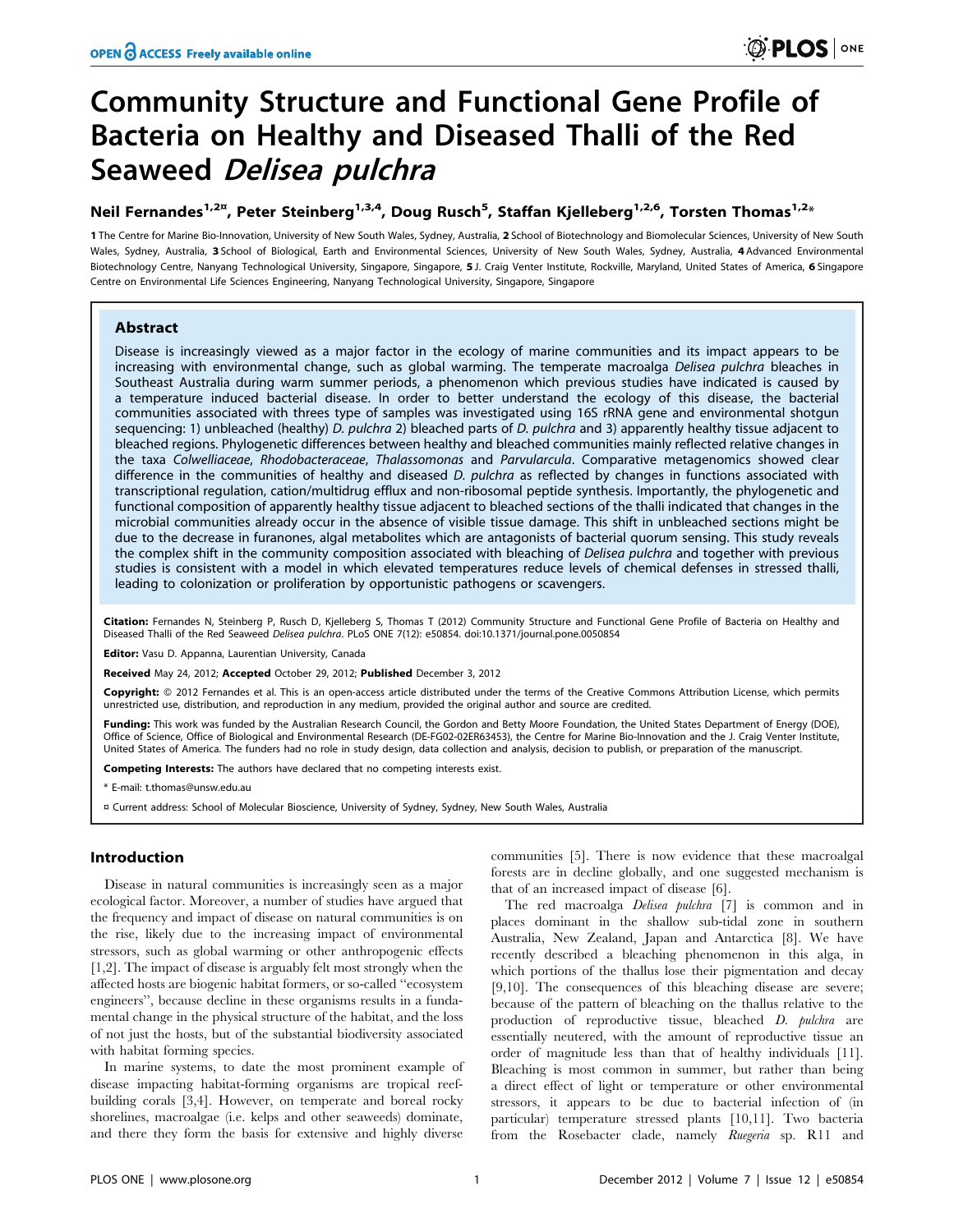# Community Structure and Functional Gene Profile of Bacteria on Healthy and Diseased Thalli of the Red Seaweed *Delisea pulchra*

**Neil Fernandes[1,2¤], Peter Steinberg[1,3,4], Doug Rusch[5], Staffan Kjelleberg[1,2,6], Torsten Thomas[1,2*]**

1 The Centre for Marine Bio-Innovation, University of New South Wales, Sydney, Australia, 2 School of Biotechnology and Biomolecular Sciences, University of New South Wales, Sydney, Australia, 3 School of Biological, Earth and Environmental Sciences, University of New South Wales, Sydney, Australia, 4 Advanced Environmental Biotechnology Centre, Nanyang Technological University, Singapore, Singapore, 5 J. Craig Venter Institute, Rockville, Maryland, United States of America, 6 Singapore Centre on Environmental Life Sciences Engineering, Nanyang Technological University, Singapore, Singapore

## Abstract

Disease is increasingly viewed as a major factor in the ecology of marine communities and its impact appears to be increasing with environmental change, such as global warming. The temperate macroalga *Delisea pulchra* bleaches in Southeast Australia during warm summer periods, a phenomenon which previous studies have indicated is caused by a temperature induced bacterial disease. In order to better understand the ecology of this disease, the bacterial communities associated with threes type of samples was investigated using 16S rRNA gene and environmental shotgun sequencing: 1) unbleached (healthy) *D. pulchra* 2) bleached parts of *D. pulchra* and 3) apparently healthy tissue adjacent to bleached regions. Phylogenetic differences between healthy and bleached communities mainly reflected relative changes in the taxa *Colwelliaceae*, *Rhodobacteraceae*, *Thalassomonas* and *Parvularcula*. Comparative metagenomics showed clear difference in the communities of healthy and diseased *D. pulchra* as reflected by changes in functions associated with transcriptional regulation, cation/multidrug efflux and non-ribosomal peptide synthesis. Importantly, the phylogenetic and functional composition of apparently healthy tissue adjacent to bleached sections of the thalli indicated that changes in the microbial communities already occur in the absence of visible tissue damage. This shift in unbleached sections might be due to the decrease in furanones, algal metabolites which are antagonists of bacterial quorum sensing. This study reveals the complex shift in the community composition associated with bleaching of *Delisea pulchra* and together with previous studies is consistent with a model in which elevated temperatures reduce levels of chemical defenses in stressed thalli, leading to colonization or proliferation by opportunistic pathogens or scavengers.

**Citation:** Fernandes N, Steinberg P, Rusch D, Kjelleberg S, Thomas T (2012) Community Structure and Functional Gene Profile of Bacteria on Healthy and Diseased Thalli of the Red Seaweed *Delisea pulchra*. PLoS ONE 7(12): e50854. doi:10.1371/journal.pone.0050854

**Editor:** Vasu D. Appanna, Laurentian University, Canada

**Received** May 24, 2012; **Accepted** October 29, 2012; **Published** December 3, 2012

**Copyright:** © 2012 Fernandes et al. This is an open-access article distributed under the terms of the Creative Commons Attribution License, which permits unrestricted use, distribution, and reproduction in any medium, provided the original author and source are credited.

**Funding:** This work was funded by the Australian Research Council, the Gordon and Betty Moore Foundation, the United States Department of Energy (DOE), Office of Science, Office of Biological and Environmental Research (DE-FG02-02ER63453), the Centre for Marine Bio-Innovation and the J. Craig Venter Institute, United States of America. The funders had no role in study design, data collection and analysis, decision to publish, or preparation of the manuscript.

**Competing Interests:** The authors have declared that no competing interests exist.

\* E-mail: t.thomas@unsw.edu.au

¤ Current address: School of Molecular Bioscience, University of Sydney, Sydney, New South Wales, Australia

## Introduction

Disease in natural communities is increasingly seen as a major ecological factor. Moreover, a number of studies have argued that the frequency and impact of disease on natural communities is on the rise, likely due to the increasing impact of environmental stressors, such as global warming or other anthropogenic effects [1,2]. The impact of disease is arguably felt most strongly when the affected hosts are biogenic habitat formers, or so-called "ecosystem engineers", because decline in these organisms results in a fundamental change in the physical structure of the habitat, and the loss of not just the hosts, but of the substantial biodiversity associated with habitat forming species.

In marine systems, to date the most prominent example of disease impacting habitat-forming organisms are tropical reef-building corals [3,4]. However, on temperate and boreal rocky shorelines, macroalgae (i.e. kelps and other seaweeds) dominate, and there they form the basis for extensive and highly diverse communities [5]. There is now evidence that these macroalgal forests are in decline globally, and one suggested mechanism is that of an increased impact of disease [6].

The red macroalga *Delisea pulchra* [7] is common and in places dominant in the shallow sub-tidal zone in southern Australia, New Zealand, Japan and Antarctica [8]. We have recently described a bleaching phenomenon in this alga, in which portions of the thallus lose their pigmentation and decay [9,10]. The consequences of this bleaching disease are severe; because of the pattern of bleaching on the thallus relative to the production of reproductive tissue, bleached *D. pulchra* are essentially neutered, with the amount of reproductive tissue an order of magnitude less than that of healthy individuals [11]. Bleaching is most common in summer, but rather than being a direct effect of light or temperature or other environmental stressors, it appears to be due to bacterial infection of (in particular) temperature stressed plants [10,11]. Two bacteria from the Rosebacter clade, namely *Ruegeria* sp. R11 and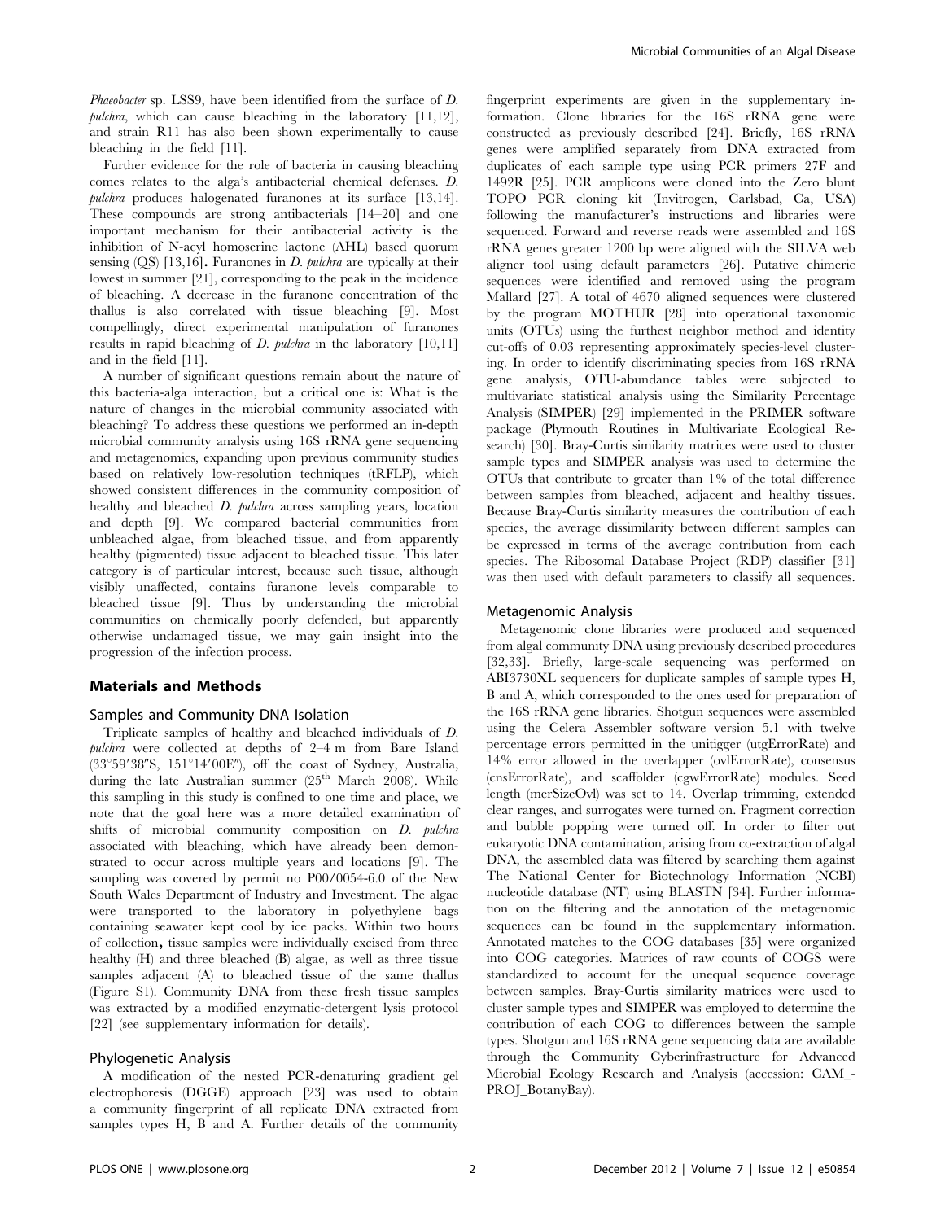*Phaeobacter* sp. LSS9, have been identified from the surface of *D. pulchra*, which can cause bleaching in the laboratory [11,12], and strain R11 has also been shown experimentally to cause bleaching in the field [11].

Further evidence for the role of bacteria in causing bleaching comes relates to the alga's antibacterial chemical defenses. *D. pulchra* produces halogenated furanones at its surface [13,14]. These compounds are strong antibacterials [14–20] and one important mechanism for their antibacterial activity is the inhibition of N-acyl homoserine lactone (AHL) based quorum sensing (QS) [13,16]. Furanones in *D. pulchra* are typically at their lowest in summer [21], corresponding to the peak in the incidence of bleaching. A decrease in the furanone concentration of the thallus is also correlated with tissue bleaching [9]. Most compellingly, direct experimental manipulation of furanones results in rapid bleaching of *D. pulchra* in the laboratory [10,11] and in the field [11].

A number of significant questions remain about the nature of this bacteria-alga interaction, but a critical one is: What is the nature of changes in the microbial community associated with bleaching? To address these questions we performed an in-depth microbial community analysis using 16S rRNA gene sequencing and metagenomics, expanding upon previous community studies based on relatively low-resolution techniques (tRFLP), which showed consistent differences in the community composition of healthy and bleached *D. pulchra* across sampling years, location and depth [9]. We compared bacterial communities from unbleached algae, from bleached tissue, and from apparently healthy (pigmented) tissue adjacent to bleached tissue. This later category is of particular interest, because such tissue, although visibly unaffected, contains furanone levels comparable to bleached tissue [9]. Thus by understanding the microbial communities on chemically poorly defended, but apparently otherwise undamaged tissue, we may gain insight into the progression of the infection process.

## Materials and Methods

### Samples and Community DNA Isolation

Triplicate samples of healthy and bleached individuals of *D. pulchra* were collected at depths of 2–4 m from Bare Island (33°59′38″S, 151°14′00E″), off the coast of Sydney, Australia, during the late Australian summer (25th March 2008). While this sampling in this study is confined to one time and place, we note that the goal here was a more detailed examination of shifts of microbial community composition on *D. pulchra* associated with bleaching, which have already been demonstrated to occur across multiple years and locations [9]. The sampling was covered by permit no P00/0054-6.0 of the New South Wales Department of Industry and Investment. The algae were transported to the laboratory in polyethylene bags containing seawater kept cool by ice packs. Within two hours of collection, tissue samples were individually excised from three healthy (H) and three bleached (B) algae, as well as three tissue samples adjacent (A) to bleached tissue of the same thallus (Figure S1). Community DNA from these fresh tissue samples was extracted by a modified enzymatic-detergent lysis protocol [22] (see supplementary information for details).

### Phylogenetic Analysis

A modification of the nested PCR-denaturing gradient gel electrophoresis (DGGE) approach [23] was used to obtain a community fingerprint of all replicate DNA extracted from samples types H, B and A. Further details of the community fingerprint experiments are given in the supplementary information. Clone libraries for the 16S rRNA gene were constructed as previously described [24]. Briefly, 16S rRNA genes were amplified separately from DNA extracted from duplicates of each sample type using PCR primers 27F and 1492R [25]. PCR amplicons were cloned into the Zero blunt TOPO PCR cloning kit (Invitrogen, Carlsbad, Ca, USA) following the manufacturer's instructions and libraries were sequenced. Forward and reverse reads were assembled and 16S rRNA genes greater 1200 bp were aligned with the SILVA web aligner tool using default parameters [26]. Putative chimeric sequences were identified and removed using the program Mallard [27]. A total of 4670 aligned sequences were clustered by the program MOTHUR [28] into operational taxonomic units (OTUs) using the furthest neighbor method and identity cut-offs of 0.03 representing approximately species-level clustering. In order to identify discriminating species from 16S rRNA gene analysis, OTU-abundance tables were subjected to multivariate statistical analysis using the Similarity Percentage Analysis (SIMPER) [29] implemented in the PRIMER software package (Plymouth Routines in Multivariate Ecological Research) [30]. Bray-Curtis similarity matrices were used to cluster sample types and SIMPER analysis was used to determine the OTUs that contribute to greater than 1% of the total difference between samples from bleached, adjacent and healthy tissues. Because Bray-Curtis similarity measures the contribution of each species, the average dissimilarity between different samples can be expressed in terms of the average contribution from each species. The Ribosomal Database Project (RDP) classifier [31] was then used with default parameters to classify all sequences.

### Metagenomic Analysis

Metagenomic clone libraries were produced and sequenced from algal community DNA using previously described procedures [32,33]. Briefly, large-scale sequencing was performed on ABI3730XL sequencers for duplicate samples of sample types H, B and A, which corresponded to the ones used for preparation of the 16S rRNA gene libraries. Shotgun sequences were assembled using the Celera Assembler software version 5.1 with twelve percentage errors permitted in the unitigger (utgErrorRate) and 14% error allowed in the overlapper (ovlErrorRate), consensus (cnsErrorRate), and scaffolder (cgwErrorRate) modules. Seed length (merSizeOvl) was set to 14. Overlap trimming, extended clear ranges, and surrogates were turned on. Fragment correction and bubble popping were turned off. In order to filter out eukaryotic DNA contamination, arising from co-extraction of algal DNA, the assembled data was filtered by searching them against The National Center for Biotechnology Information (NCBI) nucleotide database (NT) using BLASTN [34]. Further information on the filtering and the annotation of the metagenomic sequences can be found in the supplementary information. Annotated matches to the COG databases [35] were organized into COG categories. Matrices of raw counts of COGS were standardized to account for the unequal sequence coverage between samples. Bray-Curtis similarity matrices were used to cluster sample types and SIMPER was employed to determine the contribution of each COG to differences between the sample types. Shotgun and 16S rRNA gene sequencing data are available through the Community Cyberinfrastructure for Advanced Microbial Ecology Research and Analysis (accession: CAM_PROJ_BotanyBay).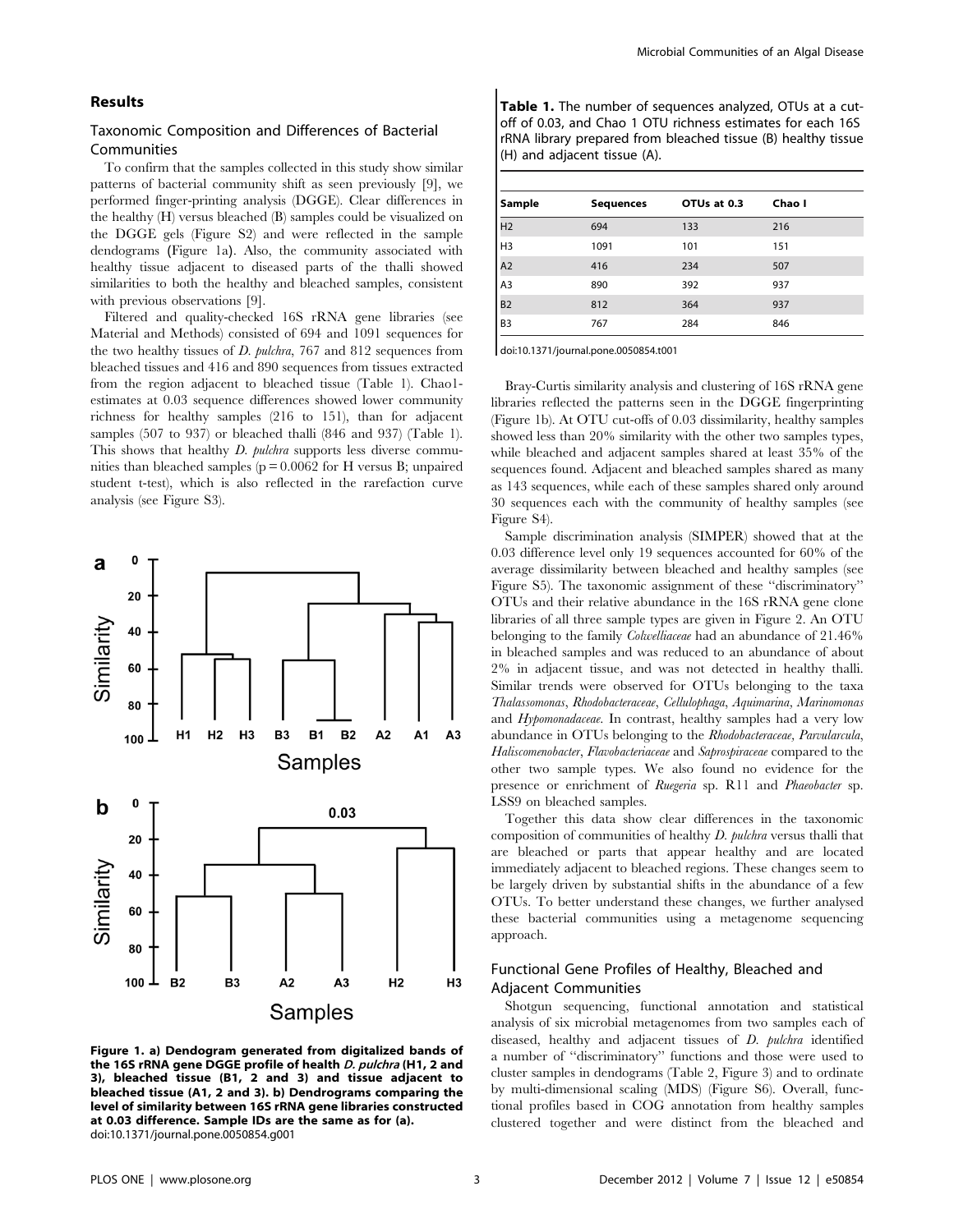## Results

### Taxonomic Composition and Differences of Bacterial Communities

To confirm that the samples collected in this study show similar patterns of bacterial community shift as seen previously [9], we performed finger-printing analysis (DGGE). Clear differences in the healthy (H) versus bleached (B) samples could be visualized on the DGGE gels (Figure S2) and were reflected in the sample dendograms (Figure 1a). Also, the community associated with healthy tissue adjacent to diseased parts of the thalli showed similarities to both the healthy and bleached samples, consistent with previous observations [9].

Filtered and quality-checked 16S rRNA gene libraries (see Material and Methods) consisted of 694 and 1091 sequences for the two healthy tissues of *D. pulchra*, 767 and 812 sequences from bleached tissues and 416 and 890 sequences from tissues extracted from the region adjacent to bleached tissue (Table 1). Chao1-estimates at 0.03 sequence differences showed lower community richness for healthy samples (216 to 151), than for adjacent samples (507 to 937) or bleached thalli (846 and 937) (Table 1). This shows that healthy *D. pulchra* supports less diverse communities than bleached samples ($p = 0.0062$ for H versus B; unpaired student t-test), which is also reflected in the rarefaction curve analysis (see Figure S3).

a

0
20
40
60
80
100

Similarity

H1 H2 H3 B3 B1 B2 A2 A1 A3

Samples

b

0.03

0
20
40
60
80
100

Similarity

B2 B3 A2 A3 H2 H3

Samples

**Figure 1. a) Dendogram generated from digitalized bands of the 16S rRNA gene DGGE profile of health *D. pulchra* (H1, 2 and 3), bleached tissue (B1, 2 and 3) and tissue adjacent to bleached tissue (A1, 2 and 3). b) Dendrograms comparing the level of similarity between 16S rRNA gene libraries constructed at 0.03 difference. Sample IDs are the same as for (a).**
doi:10.1371/journal.pone.0050854.g001

**Table 1.** The number of sequences analyzed, OTUs at a cut-off of 0.03, and Chao 1 OTU richness estimates for each 16S rRNA library prepared from bleached tissue (B) healthy tissue (H) and adjacent tissue (A).

| Sample | Sequences | OTUs at 0.3 | Chao I |
|---|---|---|---|
| H2 | 694 | 133 | 216 |
| H3 | 1091 | 101 | 151 |
| A2 | 416 | 234 | 507 |
| A3 | 890 | 392 | 937 |
| B2 | 812 | 364 | 937 |
| B3 | 767 | 284 | 846 |

doi:10.1371/journal.pone.0050854.t001

Bray-Curtis similarity analysis and clustering of 16S rRNA gene libraries reflected the patterns seen in the DGGE fingerprinting (Figure 1b). At OTU cut-offs of 0.03 dissimilarity, healthy samples showed less than 20% similarity with the other two samples types, while bleached and adjacent samples shared at least 35% of the sequences found. Adjacent and bleached samples shared as many as 143 sequences, while each of these samples shared only around 30 sequences each with the community of healthy samples (see Figure S4).

Sample discrimination analysis (SIMPER) showed that at the 0.03 difference level only 19 sequences accounted for 60% of the average dissimilarity between bleached and healthy samples (see Figure S5). The taxonomic assignment of these "discriminatory" OTUs and their relative abundance in the 16S rRNA gene clone libraries of all three sample types are given in Figure 2. An OTU belonging to the family *Colwelliaceae* had an abundance of 21.46% in bleached samples and was reduced to an abundance of about 2% in adjacent tissue, and was not detected in healthy thalli. Similar trends were observed for OTUs belonging to the taxa *Thalassomonas*, *Rhodobacteraceae*, *Cellulophaga*, *Aquimarina*, *Marinomonas* and *Hypomonadaceae*. In contrast, healthy samples had a very low abundance in OTUs belonging to the *Rhodobacteraceae*, *Parvularcula*, *Haliscomenobacter*, *Flavobacteriaceae* and *Saprospiraceae* compared to the other two sample types. We also found no evidence for the presence or enrichment of *Ruegeria* sp. R11 and *Phaeobacter* sp. LSS9 on bleached samples.

Together this data show clear differences in the taxonomic composition of communities of healthy *D. pulchra* versus thalli that are bleached or parts that appear healthy and are located immediately adjacent to bleached regions. These changes seem to be largely driven by substantial shifts in the abundance of a few OTUs. To better understand these changes, we further analysed these bacterial communities using a metagenome sequencing approach.

### Functional Gene Profiles of Healthy, Bleached and Adjacent Communities

Shotgun sequencing, functional annotation and statistical analysis of six microbial metagenomes from two samples each of diseased, healthy and adjacent tissues of *D. pulchra* identified a number of "discriminatory" functions and those were used to cluster samples in dendograms (Table 2, Figure 3) and to ordinate by multi-dimensional scaling (MDS) (Figure S6). Overall, functional profiles based in COG annotation from healthy samples clustered together and were distinct from the bleached and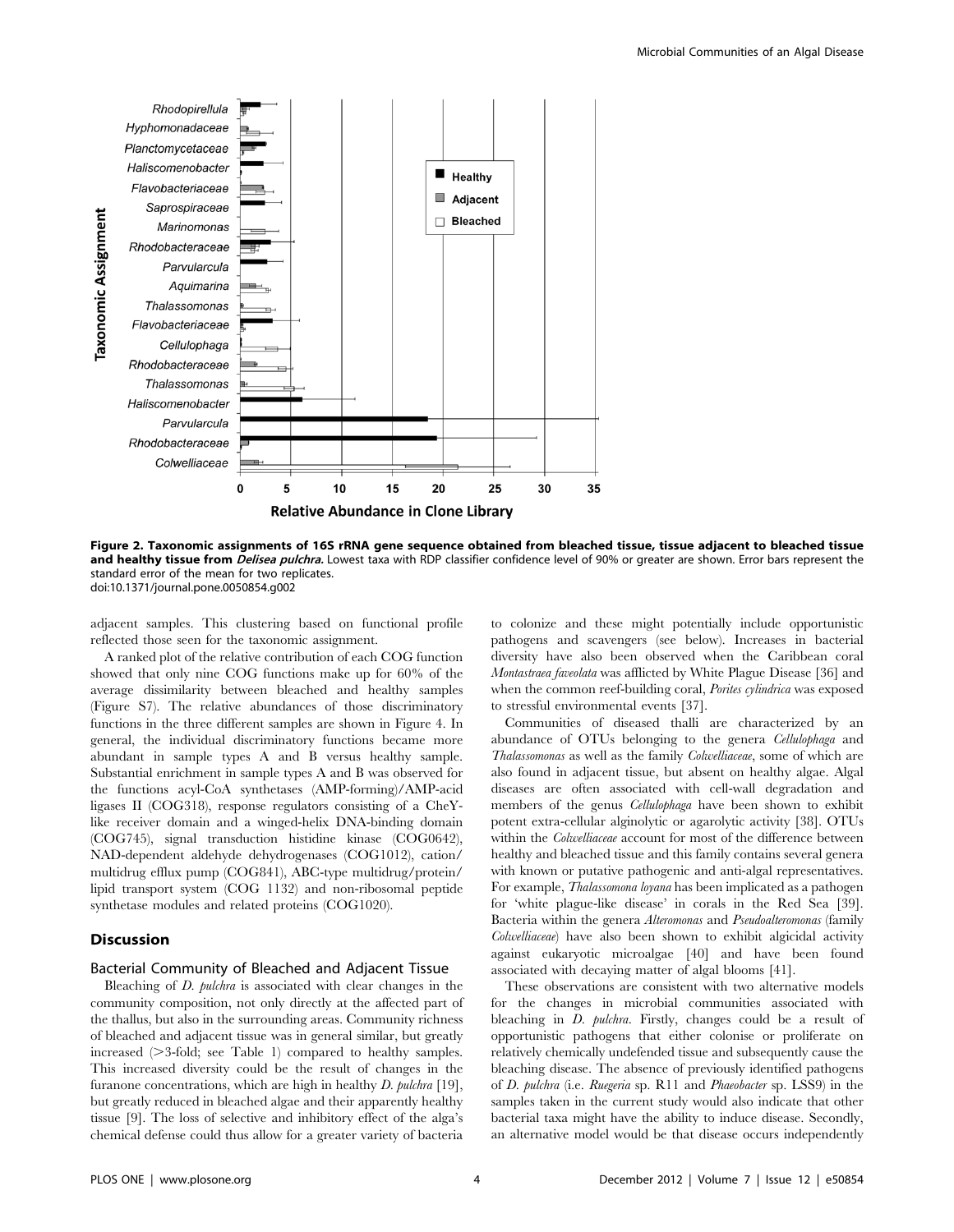Rhodopirellula
Hyphomonadaceae
Planctomycetaceae
Haliscomenobacter
Flavobacteriaceae
Saprospiraceae
Marinomonas
Rhodobacteraceae
Parvularcula
Aquimarina
Thalassomonas
Flavobacteriaceae
Cellulophaga
Rhodobacteraceae
Thalassomonas
Haliscomenobacter
Parvularcula
Rhodobacteraceae
Colwelliaceae

Taxonomic Assignment

Healthy
Adjacent
Bleached

0 5 10 15 20 25 30 35

Relative Abundance in Clone Library

**Figure 2. Taxonomic assignments of 16S rRNA gene sequence obtained from bleached tissue, tissue adjacent to bleached tissue and healthy tissue from *Delisea pulchra*.** Lowest taxa with RDP classifier confidence level of 90% or greater are shown. Error bars represent the standard error of the mean for two replicates.
doi:10.1371/journal.pone.0050854.g002

adjacent samples. This clustering based on functional profile reflected those seen for the taxonomic assignment.

A ranked plot of the relative contribution of each COG function showed that only nine COG functions make up for 60% of the average dissimilarity between bleached and healthy samples (Figure S7). The relative abundances of those discriminatory functions in the three different samples are shown in Figure 4. In general, the individual discriminatory functions became more abundant in sample types A and B versus healthy sample. Substantial enrichment in sample types A and B was observed for the functions acyl-CoA synthetases (AMP-forming)/AMP-acid ligases II (COG318), response regulators consisting of a CheY-like receiver domain and a winged-helix DNA-binding domain (COG745), signal transduction histidine kinase (COG0642), NAD-dependent aldehyde dehydrogenases (COG1012), cation/multidrug efflux pump (COG841), ABC-type multidrug/protein/lipid transport system (COG 1132) and non-ribosomal peptide synthetase modules and related proteins (COG1020).

## Discussion

### Bacterial Community of Bleached and Adjacent Tissue

Bleaching of *D. pulchra* is associated with clear changes in the community composition, not only directly at the affected part of the thallus, but also in the surrounding areas. Community richness of bleached and adjacent tissue was in general similar, but greatly increased (>3-fold; see Table 1) compared to healthy samples. This increased diversity could be the result of changes in the furanone concentrations, which are high in healthy *D. pulchra* [19], but greatly reduced in bleached algae and their apparently healthy tissue [9]. The loss of selective and inhibitory effect of the alga's chemical defense could thus allow for a greater variety of bacteria to colonize and these might potentially include opportunistic pathogens and scavengers (see below). Increases in bacterial diversity have also been observed when the Caribbean coral *Montastraea faveolata* was afflicted by White Plague Disease [36] and when the common reef-building coral, *Porites cylindrica* was exposed to stressful environmental events [37].

Communities of diseased thalli are characterized by an abundance of OTUs belonging to the genera *Cellulophaga* and *Thalassomonas* as well as the family *Colwelliaceae*, some of which are also found in adjacent tissue, but absent on healthy algae. Algal diseases are often associated with cell-wall degradation and members of the genus *Cellulophaga* have been shown to exhibit potent extra-cellular alginolytic or agarolytic activity [38]. OTUs within the *Colwelliaceae* account for most of the difference between healthy and bleached tissue and this family contains several genera with known or putative pathogenic and anti-algal representatives. For example, *Thalassomona loyana* has been implicated as a pathogen for 'white plague-like disease' in corals in the Red Sea [39]. Bacteria within the genera *Alteromonas* and *Pseudoalteromonas* (family *Colwelliaceae*) have also been shown to exhibit algicidal activity against eukaryotic microalgae [40] and have been found associated with decaying matter of algal blooms [41].

These observations are consistent with two alternative models for the changes in microbial communities associated with bleaching in *D. pulchra*. Firstly, changes could be a result of opportunistic pathogens that either colonise or proliferate on relatively chemically undefended tissue and subsequently cause the bleaching disease. The absence of previously identified pathogens of *D. pulchra* (i.e. *Ruegeria* sp. R11 and *Phaeobacter* sp. LSS9) in the samples taken in the current study would also indicate that other bacterial taxa might have the ability to induce disease. Secondly, an alternative model would be that disease occurs independently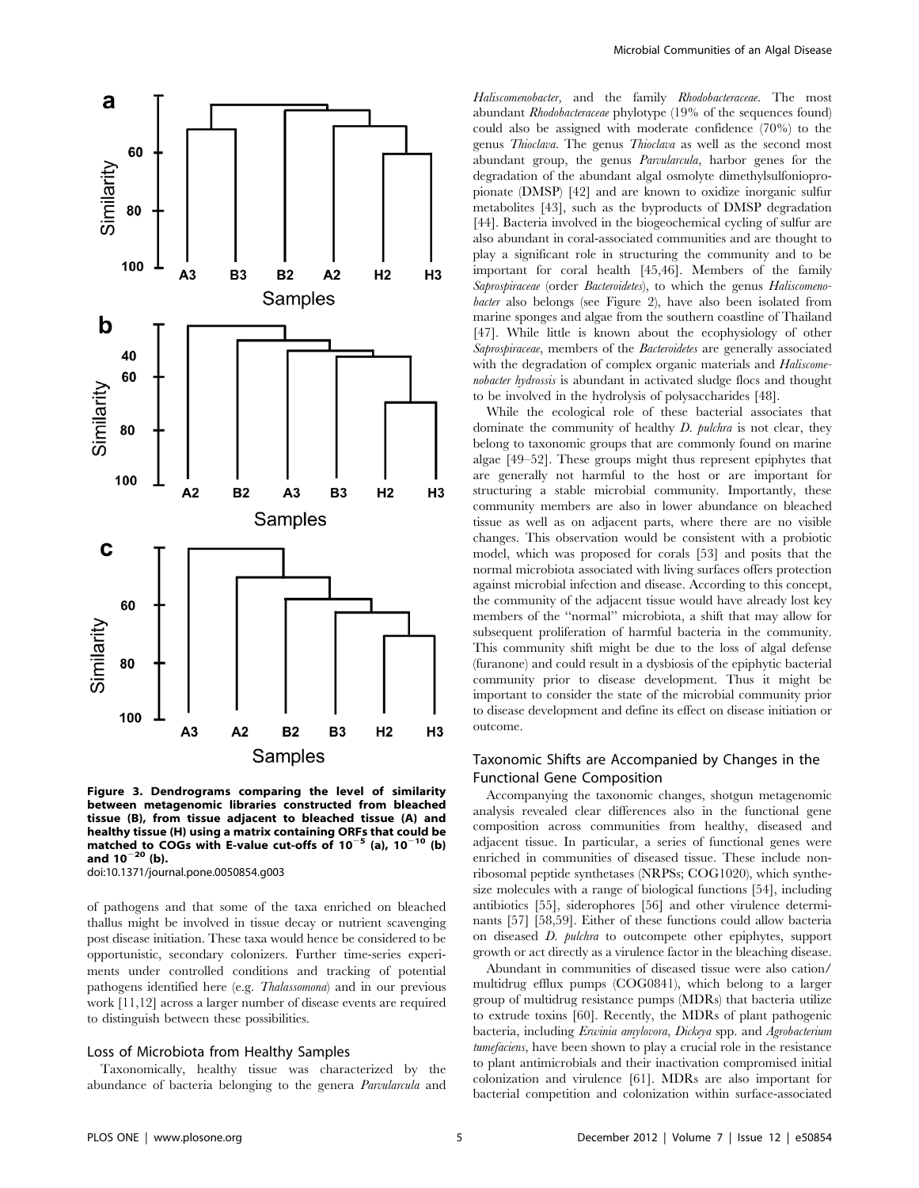a

Similarity

60

80

100

A3 B3 B2 A2 H2 H3

Samples

b

Similarity

40

60

80

100

A2 B2 A3 B3 H2 H3

Samples

c

Similarity

60

80

100

A3 A2 B2 B3 H2 H3

Samples

**Figure 3. Dendrograms comparing the level of similarity between metagenomic libraries constructed from bleached tissue (B), from tissue adjacent to bleached tissue (A) and healthy tissue (H) using a matrix containing ORFs that could be matched to COGs with E-value cut-offs of $10^{-5}$ (a), $10^{-10}$ (b) and $10^{-20}$ (b).**
doi:10.1371/journal.pone.0050854.g003

of pathogens and that some of the taxa enriched on bleached thallus might be involved in tissue decay or nutrient scavenging post disease initiation. These taxa would hence be considered to be opportunistic, secondary colonizers. Further time-series experiments under controlled conditions and tracking of potential pathogens identified here (e.g. *Thalassomona*) and in our previous work [11,12] across a larger number of disease events are required to distinguish between these possibilities.

### Loss of Microbiota from Healthy Samples

Taxonomically, healthy tissue was characterized by the abundance of bacteria belonging to the genera *Parvularcula* and *Haliscomenobacter*, and the family *Rhodobacteraceae*. The most abundant *Rhodobacteraceae* phylotype (19% of the sequences found) could also be assigned with moderate confidence (70%) to the genus *Thioclava*. The genus *Thioclava* as well as the second most abundant group, the genus *Parvularcula*, harbor genes for the degradation of the abundant algal osmolyte dimethylsulfoniopropionate (DMSP) [42] and are known to oxidize inorganic sulfur metabolites [43], such as the byproducts of DMSP degradation [44]. Bacteria involved in the biogeochemical cycling of sulfur are also abundant in coral-associated communities and are thought to play a significant role in structuring the community and to be important for coral health [45,46]. Members of the family *Saprospiraceae* (order *Bacteroidetes*), to which the genus *Haliscomenobacter* also belongs (see Figure 2), have also been isolated from marine sponges and algae from the southern coastline of Thailand [47]. While little is known about the ecophysiology of other *Saprospiraceae*, members of the *Bacteroidetes* are generally associated with the degradation of complex organic materials and *Haliscomenobacter hydrossis* is abundant in activated sludge flocs and thought to be involved in the hydrolysis of polysaccharides [48].

While the ecological role of these bacterial associates that dominate the community of healthy *D. pulchra* is not clear, they belong to taxonomic groups that are commonly found on marine algae [49–52]. These groups might thus represent epiphytes that are generally not harmful to the host or are important for structuring a stable microbial community. Importantly, these community members are also in lower abundance on bleached tissue as well as on adjacent parts, where there are no visible changes. This observation would be consistent with a probiotic model, which was proposed for corals [53] and posits that the normal microbiota associated with living surfaces offers protection against microbial infection and disease. According to this concept, the community of the adjacent tissue would have already lost key members of the "normal" microbiota, a shift that may allow for subsequent proliferation of harmful bacteria in the community. This community shift might be due to the loss of algal defense (furanone) and could result in a dysbiosis of the epiphytic bacterial community prior to disease development. Thus it might be important to consider the state of the microbial community prior to disease development and define its effect on disease initiation or outcome.

### Taxonomic Shifts are Accompanied by Changes in the Functional Gene Composition

Accompanying the taxonomic changes, shotgun metagenomic analysis revealed clear differences also in the functional gene composition across communities from healthy, diseased and adjacent tissue. In particular, a series of functional genes were enriched in communities of diseased tissue. These include non-ribosomal peptide synthetases (NRPSs; COG1020), which synthesize molecules with a range of biological functions [54], including antibiotics [55], siderophores [56] and other virulence determinants [57] [58,59]. Either of these functions could allow bacteria on diseased *D. pulchra* to outcompete other epiphytes, support growth or act directly as a virulence factor in the bleaching disease.

Abundant in communities of diseased tissue were also cation/multidrug efflux pumps (COG0841), which belong to a larger group of multidrug resistance pumps (MDRs) that bacteria utilize to extrude toxins [60]. Recently, the MDRs of plant pathogenic bacteria, including *Erwinia amylovora*, *Dickeya* spp. and *Agrobacterium tumefaciens*, have been shown to play a crucial role in the resistance to plant antimicrobials and their inactivation compromised initial colonization and virulence [61]. MDRs are also important for bacterial competition and colonization within surface-associated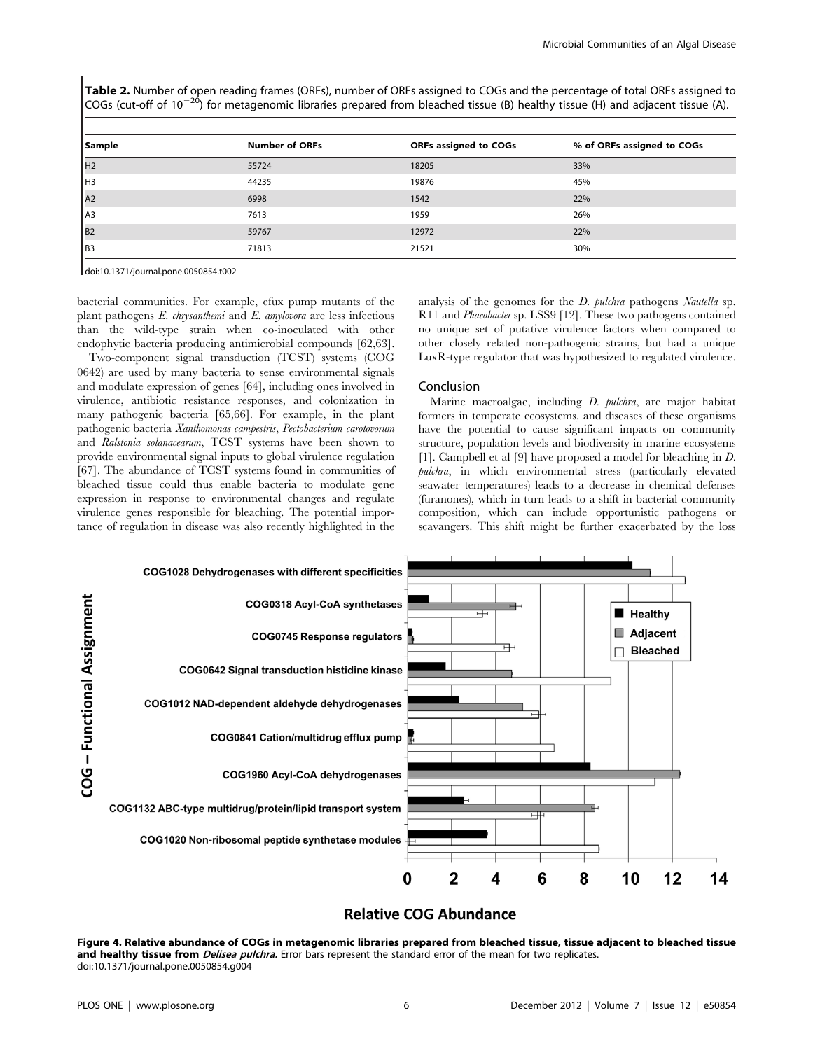**Table 2.** Number of open reading frames (ORFs), number of ORFs assigned to COGs and the percentage of total ORFs assigned to COGs (cut-off of $10^{-20}$) for metagenomic libraries prepared from bleached tissue (B) healthy tissue (H) and adjacent tissue (A).

| Sample | Number of ORFs | ORFs assigned to COGs | % of ORFs assigned to COGs |
|---|---|---|---|
| H2 | 55724 | 18205 | 33% |
| H3 | 44235 | 19876 | 45% |
| A2 | 6998 | 1542 | 22% |
| A3 | 7613 | 1959 | 26% |
| B2 | 59767 | 12972 | 22% |
| B3 | 71813 | 21521 | 30% |

doi:10.1371/journal.pone.0050854.t002

bacterial communities. For example, efux pump mutants of the plant pathogens *E. chrysanthemi* and *E. amylovora* are less infectious than the wild-type strain when co-inoculated with other endophytic bacteria producing antimicrobial compounds [62,63].

Two-component signal transduction (TCST) systems (COG 0642) are used by many bacteria to sense environmental signals and modulate expression of genes [64], including ones involved in virulence, antibiotic resistance responses, and colonization in many pathogenic bacteria [65,66]. For example, in the plant pathogenic bacteria *Xanthomonas campestris*, *Pectobacterium carotovorum* and *Ralstonia solanacearum*, TCST systems have been shown to provide environmental signal inputs to global virulence regulation [67]. The abundance of TCST systems found in communities of bleached tissue could thus enable bacteria to modulate gene expression in response to environmental changes and regulate virulence genes responsible for bleaching. The potential importance of regulation in disease was also recently highlighted in the analysis of the genomes for the *D. pulchra* pathogens *Nautella* sp. R11 and *Phaeobacter* sp. LSS9 [12]. These two pathogens contained no unique set of putative virulence factors when compared to other closely related non-pathogenic strains, but had a unique LuxR-type regulator that was hypothesized to regulated virulence.

## Conclusion

Marine macroalgae, including *D. pulchra*, are major habitat formers in temperate ecosystems, and diseases of these organisms have the potential to cause significant impacts on community structure, population levels and biodiversity in marine ecosystems [1]. Campbell et al [9] have proposed a model for bleaching in *D. pulchra*, in which environmental stress (particularly elevated seawater temperatures) leads to a decrease in chemical defenses (furanones), which in turn leads to a shift in bacterial community composition, which can include opportunistic pathogens or scavangers. This shift might be further exacerbated by the loss

**Figure 4. Relative abundance of COGs in metagenomic libraries prepared from bleached tissue, tissue adjacent to bleached tissue and healthy tissue from *Delisea pulchra*.** Error bars represent the standard error of the mean for two replicates.
doi:10.1371/journal.pone.0050854.g004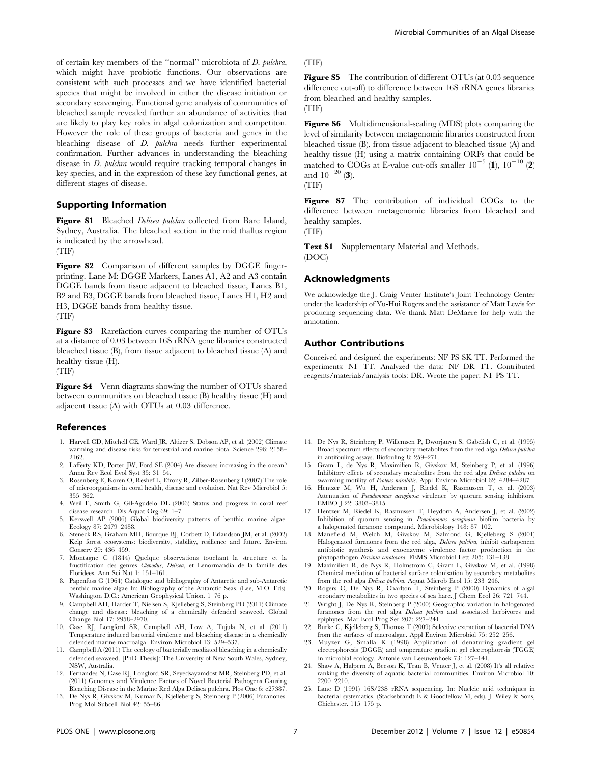of certain key members of the "normal" microbiota of *D. pulchra*, which might have probiotic functions. Our observations are consistent with such processes and we have identified bacterial species that might be involved in either the disease initiation or secondary scavenging. Functional gene analysis of communities of bleached sample revealed further an abundance of activities that are likely to play key roles in algal colonization and competiton. However the role of these groups of bacteria and genes in the bleaching disease of *D. pulchra* needs further experimental confirmation. Further advances in understanding the bleaching disease in *D. pulchra* would require tracking temporal changes in key species, and in the expression of these key functional genes, at different stages of disease.

## Supporting Information

**Figure S1** Bleached *Delisea pulchra* collected from Bare Island, Sydney, Australia. The bleached section in the mid thallus region is indicated by the arrowhead.
(TIF)

**Figure S2** Comparison of different samples by DGGE fingerprinting. Lane M: DGGE Markers, Lanes A1, A2 and A3 contain DGGE bands from tissue adjacent to bleached tissue, Lanes B1, B2 and B3, DGGE bands from bleached tissue, Lanes H1, H2 and H3, DGGE bands from healthy tissue.
(TIF)

**Figure S3** Rarefaction curves comparing the number of OTUs at a distance of 0.03 between 16S rRNA gene libraries constructed bleached tissue (B), from tissue adjacent to bleached tissue (A) and healthy tissue (H).
(TIF)

**Figure S4** Venn diagrams showing the number of OTUs shared between communities on bleached tissue (B) healthy tissue (H) and adjacent tissue (A) with OTUs at 0.03 difference.
(TIF)

**Figure S5** The contribution of different OTUs (at 0.03 sequence difference cut-off) to difference between 16S rRNA genes libraries from bleached and healthy samples.
(TIF)

**Figure S6** Multidimensional-scaling (MDS) plots comparing the level of similarity between metagenomic libraries constructed from bleached tissue (B), from tissue adjacent to bleached tissue (A) and healthy tissue (H) using a matrix containing ORFs that could be matched to COGs at E-value cut-offs smaller $10^{-5}$ (**1**), $10^{-10}$ (**2**) and $10^{-20}$ (**3**).
(TIF)

**Figure S7** The contribution of individual COGs to the difference between metagenomic libraries from bleached and healthy samples.
(TIF)

**Text S1** Supplementary Material and Methods.
(DOC)

## Acknowledgments

We acknowledge the J. Craig Venter Institute's Joint Technology Center under the leadership of Yu-Hui Rogers and the assistance of Matt Lewis for producing sequencing data. We thank Matt DeMaere for help with the annotation.

## Author Contributions

Conceived and designed the experiments: NF PS SK TT. Performed the experiments: NF TT. Analyzed the data: NF DR TT. Contributed reagents/materials/analysis tools: DR. Wrote the paper: NF PS TT.

## References

1. Harvell CD, Mitchell CE, Ward JR, Altizer S, Dobson AP, et al. (2002) Climate warming and disease risks for terrestrial and marine biota. Science 296: 2158–2162.
2. Lafferty KD, Porter JW, Ford SE (2004) Are diseases increasing in the ocean? Annu Rev Ecol Evol Syst 35: 31–54.
3. Rosenberg E, Koren O, Reshef L, Efrony R, Zilber-Rosenberg I (2007) The role of microorganisms in coral health, disease and evolution. Nat Rev Microbiol 5: 355–362.
4. Weil E, Smith G, Gil-Agudelo DL (2006) Status and progress in coral reef disease research. Dis Aquat Org 69: 1–7.
5. Kerswell AP (2006) Global biodiversity patterns of benthic marine algae. Ecology 87: 2479–2488.
6. Steneck RS, Graham MH, Bourque BJ, Corbett D, Erlandson JM, et al. (2002) Kelp forest ecosystems: biodiversity, stability, resilience and future. Environ Conserv 29: 436–459.
7. Montagne C (1844) Quelque observations touchant la structure et la fructification des genres *Ctenodus*, *Delisea*, et Lenormandia de la famille des Floridees. Ann Sci Nat 1: 151–161.
8. Papenfuss G (1964) Catalogue and bibliography of Antarctic and sub-Antarctic benthic marine algae In: Bibliography of the Antarctic Seas. (Lee, M.O. Eds). Washington D.C.: American Geophysical Union. 1–76 p.
9. Campbell AH, Harder T, Nielsen S, Kjelleberg S, Steinberg PD (2011) Climate change and disease: bleaching of a chemically defended seaweed. Global Change Biol 17: 2958–2970.
10. Case RJ, Longford SR, Campbell AH, Low A, Tujula N, et al. (2011) Temperature induced bacterial virulence and bleaching disease in a chemically defended marine macroalga. Environ Microbiol 13: 529–537.
11. Campbell A (2011) The ecology of bacterially mediated bleaching in a chemically defended seaweed. [PhD Thesis]: The University of New South Wales, Sydney, NSW, Australia.
12. Fernandes N, Case RJ, Longford SR, Seyedsayamdost MR, Steinberg PD, et al. (2011) Genomes and Virulence Factors of Novel Bacterial Pathogens Causing Bleaching Disease in the Marine Red Alga Delisea pulchra. Plos One 6: e27387.
13. De Nys R, Givskov M, Kumar N, Kjelleberg S, Steinberg P (2006) Furanones. Prog Mol Subcell Biol 42: 55–86.
14. De Nys R, Steinberg P, Willemsen P, Dworjanyn S, Gabelish C, et al. (1995) Broad spectrum effects of secondary metabolites from the red alga *Delisea pulchra* in antifouling assays. Biofouling 8: 259–271.
15. Gram L, de Nys R, Maximilien R, Givskov M, Steinberg P, et al. (1996) Inhibitory effects of secondary metabolites from the red alga *Delisea pulchra* on swarming motility of *Proteus mirabilis*. Appl Environ Microbiol 62: 4284–4287.
16. Hentzer M, Wu H, Andersen J, Riedel K, Rasmussen T, et al. (2003) Attenuation of *Pseudomonas aeruginosa* virulence by quorum sensing inhibitors. EMBO J 22: 3803–3815.
17. Hentzer M, Riedel K, Rasmussen T, Heydorn A, Andersen J, et al. (2002) Inhibition of quorum sensing in *Pseudomonas aeruginosa* biofilm bacteria by a halogenated furanone compound. Microbiology 148: 87–102.
18. Manefield M, Welch M, Givskov M, Salmond G, Kjelleberg S (2001) Halogenated furanones from the red alga, *Delisea pulchra*, inhibit carbapenem antibiotic synthesis and exoenzyme virulence factor production in the phytopathogen *Erwinia carotovora*. FEMS Microbiol Lett 205: 131–138.
19. Maximilien R, de Nys R, Holmström C, Gram L, Givskov M, et al. (1998) Chemical mediation of bacterial surface colonisation by secondary metabolites from the red alga *Delisea pulchra*. Aquat Microb Ecol 15: 233–246.
20. Rogers C, De Nys R, Charlton T, Steinberg P (2000) Dynamics of algal secondary metabolites in two species of sea hare. J Chem Ecol 26: 721–744.
21. Wright J, De Nys R, Steinberg P (2000) Geographic variation in halogenated furanones from the red alga *Delisea pulchra* and associated herbivores and epiphytes. Mar Ecol Prog Ser 207: 227–241.
22. Burke C, Kjelleberg S, Thomas T (2009) Selective extraction of bacterial DNA from the surfaces of macroalgae. Appl Environ Microbiol 75: 252–256.
23. Muyzer G, Smalla K (1998) Application of denaturing gradient gel electrophoresis (DGGE) and temperature gradient gel electrophoresis (TGGE) in microbial ecology. Antonie van Leeuwenhoek 73: 127–141.
24. Shaw A, Halpern A, Beeson K, Tran B, Venter J, et al. (2008) It's all relative: ranking the diversity of aquatic bacterial communities. Environ Microbiol 10: 2200–2210.
25. Lane D (1991) 16S/23S rRNA sequencing. In: Nucleic acid techniques in bacterial systematics. (Stackebrandt E & Goodfellow M, eds). J. Wiley & Sons, Chichester. 115–175 p.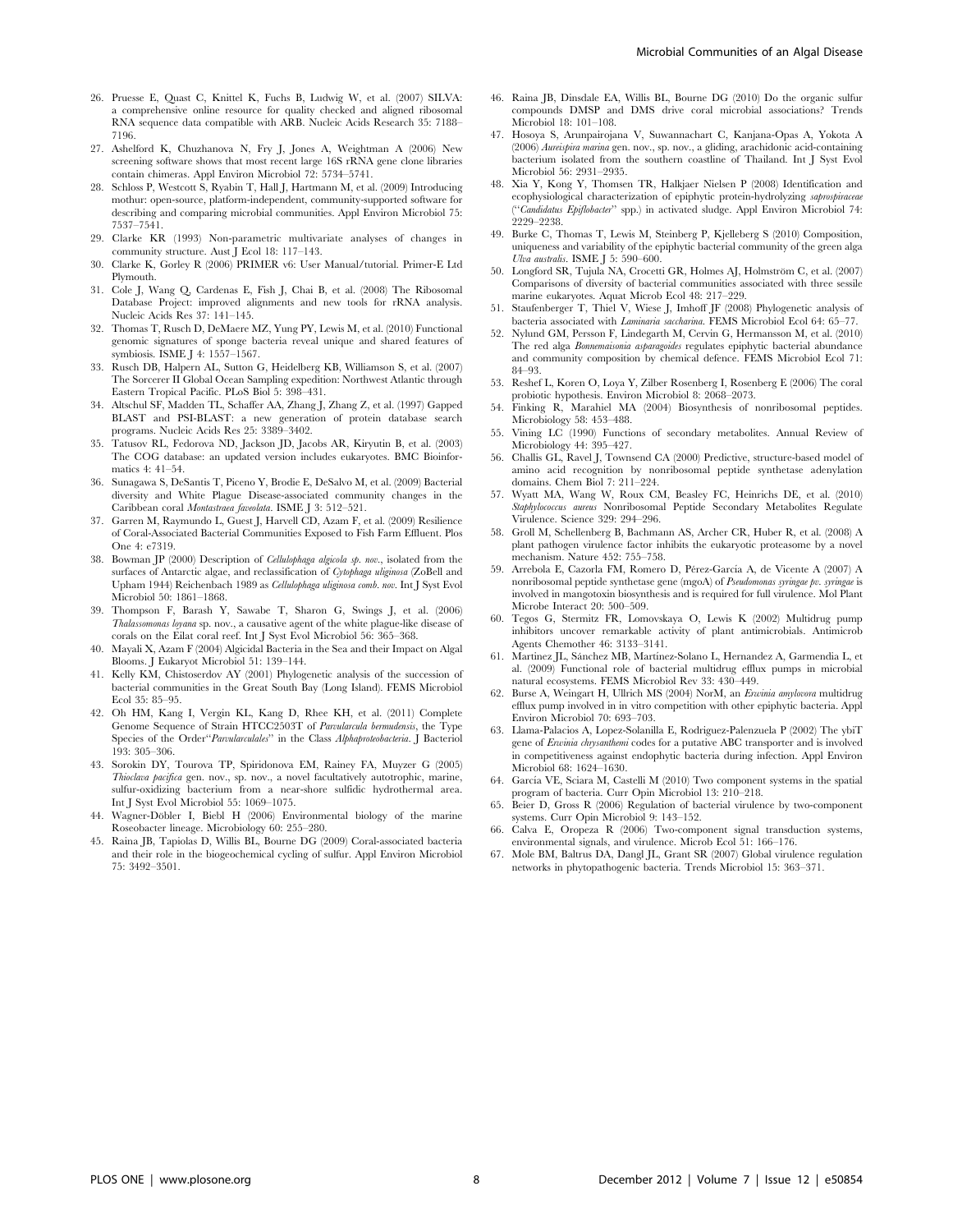26. Pruesse E, Quast C, Knittel K, Fuchs B, Ludwig W, et al. (2007) SILVA: a comprehensive online resource for quality checked and aligned ribosomal RNA sequence data compatible with ARB. Nucleic Acids Research 35: 7188–7196.
27. Ashelford K, Chuzhanova N, Fry J, Jones A, Weightman A (2006) New screening software shows that most recent large 16S rRNA gene clone libraries contain chimeras. Appl Environ Microbiol 72: 5734–5741.
28. Schloss P, Westcott S, Ryabin T, Hall J, Hartmann M, et al. (2009) Introducing mothur: open-source, platform-independent, community-supported software for describing and comparing microbial communities. Appl Environ Microbiol 75: 7537–7541.
29. Clarke KR (1993) Non-parametric multivariate analyses of changes in community structure. Aust J Ecol 18: 117–143.
30. Clarke K, Gorley R (2006) PRIMER v6: User Manual/tutorial. Primer-E Ltd Plymouth.
31. Cole J, Wang Q, Cardenas E, Fish J, Chai B, et al. (2008) The Ribosomal Database Project: improved alignments and new tools for rRNA analysis. Nucleic Acids Res 37: 141–145.
32. Thomas T, Rusch D, DeMaere MZ, Yung PY, Lewis M, et al. (2010) Functional genomic signatures of sponge bacteria reveal unique and shared features of symbiosis. ISME J 4: 1557–1567.
33. Rusch DB, Halpern AL, Sutton G, Heidelberg KB, Williamson S, et al. (2007) The Sorcerer II Global Ocean Sampling expedition: Northwest Atlantic through Eastern Tropical Pacific. PLoS Biol 5: 398–431.
34. Altschul SF, Madden TL, Schaffer AA, Zhang J, Zhang Z, et al. (1997) Gapped BLAST and PSI-BLAST: a new generation of protein database search programs. Nucleic Acids Res 25: 3389–3402.
35. Tatusov RL, Fedorova ND, Jackson JD, Jacobs AR, Kiryutin B, et al. (2003) The COG database: an updated version includes eukaryotes. BMC Bioinformatics 4: 41–54.
36. Sunagawa S, DeSantis T, Piceno Y, Brodie E, DeSalvo M, et al. (2009) Bacterial diversity and White Plague Disease-associated community changes in the Caribbean coral *Montastraea faveolata*. ISME J 3: 512–521.
37. Garren M, Raymundo L, Guest J, Harvell CD, Azam F, et al. (2009) Resilience of Coral-Associated Bacterial Communities Exposed to Fish Farm Effluent. Plos One 4: e7319.
38. Bowman JP (2000) Description of *Cellulophaga algicola sp. nov*., isolated from the surfaces of Antarctic algae, and reclassification of *Cytophaga uliginosa* (ZoBell and Upham 1944) Reichenbach 1989 as *Cellulophaga uliginosa comb. nov*. Int J Syst Evol Microbiol 50: 1861–1868.
39. Thompson F, Barash Y, Sawabe T, Sharon G, Swings J, et al. (2006) *Thalassomonas loyana* sp. nov., a causative agent of the white plague-like disease of corals on the Eilat coral reef. Int J Syst Evol Microbiol 56: 365–368.
40. Mayali X, Azam F (2004) Algicidal Bacteria in the Sea and their Impact on Algal Blooms. J Eukaryot Microbiol 51: 139–144.
41. Kelly KM, Chistoserdov AY (2001) Phylogenetic analysis of the succession of bacterial communities in the Great South Bay (Long Island). FEMS Microbiol Ecol 35: 85–95.
42. Oh HM, Kang I, Vergin KL, Kang D, Rhee KH, et al. (2011) Complete Genome Sequence of Strain HTCC2503T of *Parvularcula bermudensis*, the Type Species of the Order "*Parvularculales*" in the Class *Alphaproteobacteria*. J Bacteriol 193: 305–306.
43. Sorokin DY, Tourova TP, Spiridonova EM, Rainey FA, Muyzer G (2005) *Thioclava pacifica* gen. nov., sp. nov., a novel facultatively autotrophic, marine, sulfur-oxidizing bacterium from a near-shore sulfidic hydrothermal area. Int J Syst Evol Microbiol 55: 1069–1075.
44. Wagner-Döbler I, Biebl H (2006) Environmental biology of the marine Roseobacter lineage. Microbiology 60: 255–280.
45. Raina JB, Tapiolas D, Willis BL, Bourne DG (2009) Coral-associated bacteria and their role in the biogeochemical cycling of sulfur. Appl Environ Microbiol 75: 3492–3501.
46. Raina JB, Dinsdale EA, Willis BL, Bourne DG (2010) Do the organic sulfur compounds DMSP and DMS drive coral microbial associations? Trends Microbiol 18: 101–108.
47. Hosoya S, Arunpairojana V, Suwannachart C, Kanjana-Opas A, Yokota A (2006) *Aureispira marina* gen. nov., sp. nov., a gliding, arachidonic acid-containing bacterium isolated from the southern coastline of Thailand. Int J Syst Evol Microbiol 56: 2931–2935.
48. Xia Y, Kong Y, Thomsen TR, Halkjaer Nielsen P (2008) Identification and ecophysiological characterization of epiphytic protein-hydrolyzing *saprospiraceae* ("*Candidatus Epiflobacter*" spp.) in activated sludge. Appl Environ Microbiol 74: 2229–2238.
49. Burke C, Thomas T, Lewis M, Steinberg P, Kjelleberg S (2010) Composition, uniqueness and variability of the epiphytic bacterial community of the green alga *Ulva australis*. ISME J 5: 590–600.
50. Longford SR, Tujula NA, Crocetti GR, Holmes AJ, Holmström C, et al. (2007) Comparisons of diversity of bacterial communities associated with three sessile marine eukaryotes. Aquat Microb Ecol 48: 217–229.
51. Staufenberger T, Thiel V, Wiese J, Imhoff JF (2008) Phylogenetic analysis of bacteria associated with *Laminaria saccharina*. FEMS Microbiol Ecol 64: 65–77.
52. Nylund GM, Persson F, Lindegarth M, Cervin G, Hermansson M, et al. (2010) The red alga *Bonnemaisonia asparagoides* regulates epiphytic bacterial abundance and community composition by chemical defence. FEMS Microbiol Ecol 71: 84–93.
53. Reshef L, Koren O, Loya Y, Zilber Rosenberg I, Rosenberg E (2006) The coral probiotic hypothesis. Environ Microbiol 8: 2068–2073.
54. Finking R, Marahiel MA (2004) Biosynthesis of nonribosomal peptides. Microbiology 58: 453–488.
55. Vining LC (1990) Functions of secondary metabolites. Annual Review of Microbiology 44: 395–427.
56. Challis GL, Ravel J, Townsend CA (2000) Predictive, structure-based model of amino acid recognition by nonribosomal peptide synthetase adenylation domains. Chem Biol 7: 211–224.
57. Wyatt MA, Wang W, Roux CM, Beasley FC, Heinrichs DE, et al. (2010) *Staphylococcus aureus* Nonribosomal Peptide Secondary Metabolites Regulate Virulence. Science 329: 294–296.
58. Groll M, Schellenberg B, Bachmann AS, Archer CR, Huber R, et al. (2008) A plant pathogen virulence factor inhibits the eukaryotic proteasome by a novel mechanism. Nature 452: 755–758.
59. Arrebola E, Cazorla FM, Romero D, Pérez-García A, de Vicente A (2007) A nonribosomal peptide synthetase gene (mgoA) of *Pseudomonas syringae pv. syringae* is involved in mangotoxin biosynthesis and is required for full virulence. Mol Plant Microbe Interact 20: 500–509.
60. Tegos G, Stermitz FR, Lomovskaya O, Lewis K (2002) Multidrug pump inhibitors uncover remarkable activity of plant antimicrobials. Antimicrob Agents Chemother 46: 3133–3141.
61. Martinez JL, Sánchez MB, Martínez-Solano L, Hernandez A, Garmendia L, et al. (2009) Functional role of bacterial multidrug efflux pumps in microbial natural ecosystems. FEMS Microbiol Rev 33: 430–449.
62. Burse A, Weingart H, Ullrich MS (2004) NorM, an *Erwinia amylovora* multidrug efflux pump involved in in vitro competition with other epiphytic bacteria. Appl Environ Microbiol 70: 693–703.
63. Llama-Palacios A, Lopez-Solanilla E, Rodriguez-Palenzuela P (2002) The ybiT gene of *Erwinia chrysanthemi* codes for a putative ABC transporter and is involved in competitiveness against endophytic bacteria during infection. Appl Environ Microbiol 68: 1624–1630.
64. García VE, Sciara M, Castelli M (2010) Two component systems in the spatial program of bacteria. Curr Opin Microbiol 13: 210–218.
65. Beier D, Gross R (2006) Regulation of bacterial virulence by two-component systems. Curr Opin Microbiol 9: 143–152.
66. Calva E, Oropeza R (2006) Two-component signal transduction systems, environmental signals, and virulence. Microb Ecol 51: 166–176.
67. Mole BM, Baltrus DA, Dangl JL, Grant SR (2007) Global virulence regulation networks in phytopathogenic bacteria. Trends Microbiol 15: 363–371.